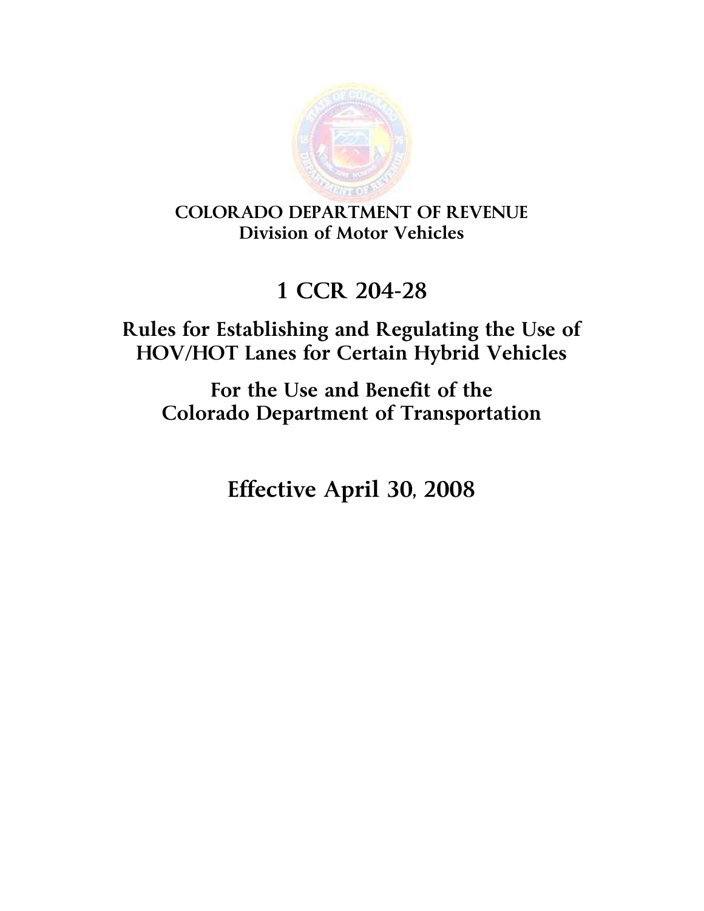**COLORADO DEPARTMENT OF REVENUE**
**Division of Motor Vehicles**

# 1 CCR 204-28

## Rules for Establishing and Regulating the Use of HOV/HOT Lanes for Certain Hybrid Vehicles

## For the Use and Benefit of the Colorado Department of Transportation

# Effective April 30, 2008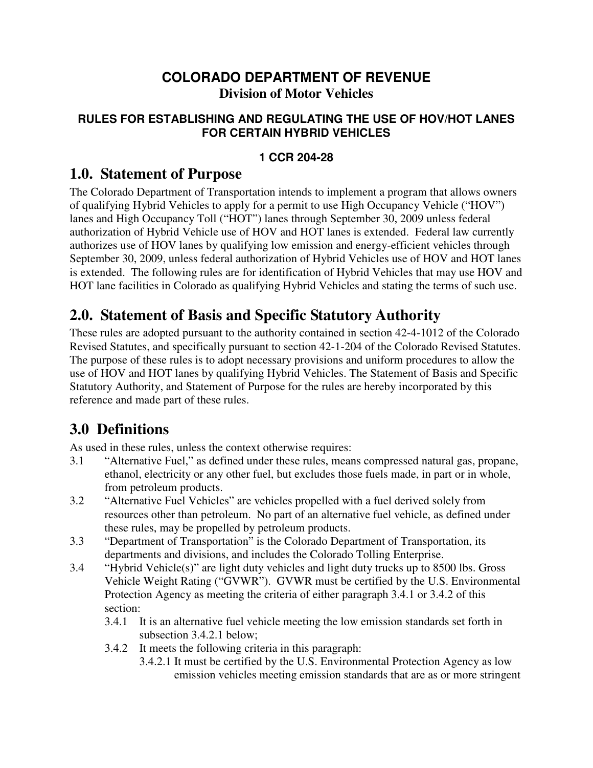**COLORADO DEPARTMENT OF REVENUE**
**Division of Motor Vehicles**

**RULES FOR ESTABLISHING AND REGULATING THE USE OF HOV/HOT LANES FOR CERTAIN HYBRID VEHICLES**

**1 CCR 204-28**

# 1.0. Statement of Purpose

The Colorado Department of Transportation intends to implement a program that allows owners of qualifying Hybrid Vehicles to apply for a permit to use High Occupancy Vehicle ("HOV") lanes and High Occupancy Toll ("HOT") lanes through September 30, 2009 unless federal authorization of Hybrid Vehicle use of HOV and HOT lanes is extended. Federal law currently authorizes use of HOV lanes by qualifying low emission and energy-efficient vehicles through September 30, 2009, unless federal authorization of Hybrid Vehicles use of HOV and HOT lanes is extended. The following rules are for identification of Hybrid Vehicles that may use HOV and HOT lane facilities in Colorado as qualifying Hybrid Vehicles and stating the terms of such use.

# 2.0. Statement of Basis and Specific Statutory Authority

These rules are adopted pursuant to the authority contained in section 42-4-1012 of the Colorado Revised Statutes, and specifically pursuant to section 42-1-204 of the Colorado Revised Statutes. The purpose of these rules is to adopt necessary provisions and uniform procedures to allow the use of HOV and HOT lanes by qualifying Hybrid Vehicles. The Statement of Basis and Specific Statutory Authority, and Statement of Purpose for the rules are hereby incorporated by this reference and made part of these rules.

# 3.0 Definitions

As used in these rules, unless the context otherwise requires:

3.1 "Alternative Fuel," as defined under these rules, means compressed natural gas, propane, ethanol, electricity or any other fuel, but excludes those fuels made, in part or in whole, from petroleum products.

3.2 "Alternative Fuel Vehicles" are vehicles propelled with a fuel derived solely from resources other than petroleum. No part of an alternative fuel vehicle, as defined under these rules, may be propelled by petroleum products.

3.3 "Department of Transportation" is the Colorado Department of Transportation, its departments and divisions, and includes the Colorado Tolling Enterprise.

3.4 "Hybrid Vehicle(s)" are light duty vehicles and light duty trucks up to 8500 lbs. Gross Vehicle Weight Rating ("GVWR"). GVWR must be certified by the U.S. Environmental Protection Agency as meeting the criteria of either paragraph 3.4.1 or 3.4.2 of this section:

- 3.4.1 It is an alternative fuel vehicle meeting the low emission standards set forth in subsection 3.4.2.1 below;
- 3.4.2 It meets the following criteria in this paragraph:
  - 3.4.2.1 It must be certified by the U.S. Environmental Protection Agency as low emission vehicles meeting emission standards that are as or more stringent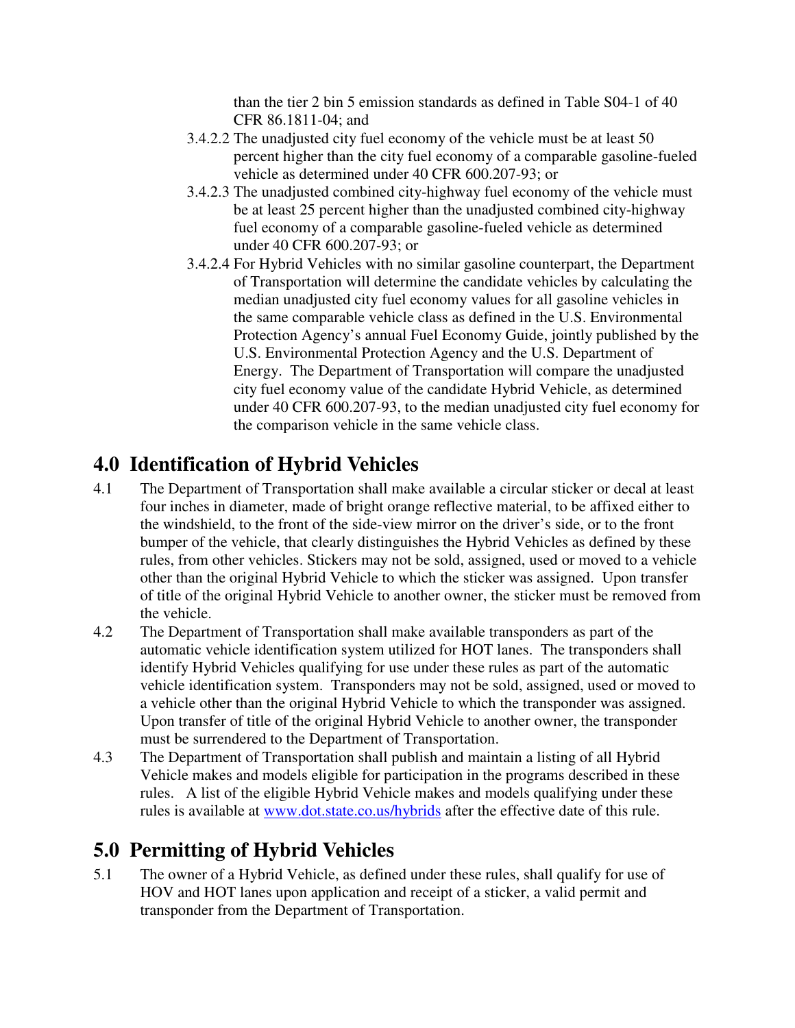than the tier 2 bin 5 emission standards as defined in Table S04-1 of 40 CFR 86.1811-04; and

3.4.2.2 The unadjusted city fuel economy of the vehicle must be at least 50 percent higher than the city fuel economy of a comparable gasoline-fueled vehicle as determined under 40 CFR 600.207-93; or

3.4.2.3 The unadjusted combined city-highway fuel economy of the vehicle must be at least 25 percent higher than the unadjusted combined city-highway fuel economy of a comparable gasoline-fueled vehicle as determined under 40 CFR 600.207-93; or

3.4.2.4 For Hybrid Vehicles with no similar gasoline counterpart, the Department of Transportation will determine the candidate vehicles by calculating the median unadjusted city fuel economy values for all gasoline vehicles in the same comparable vehicle class as defined in the U.S. Environmental Protection Agency's annual Fuel Economy Guide, jointly published by the U.S. Environmental Protection Agency and the U.S. Department of Energy. The Department of Transportation will compare the unadjusted city fuel economy value of the candidate Hybrid Vehicle, as determined under 40 CFR 600.207-93, to the median unadjusted city fuel economy for the comparison vehicle in the same vehicle class.

## 4.0 Identification of Hybrid Vehicles

4.1 The Department of Transportation shall make available a circular sticker or decal at least four inches in diameter, made of bright orange reflective material, to be affixed either to the windshield, to the front of the side-view mirror on the driver's side, or to the front bumper of the vehicle, that clearly distinguishes the Hybrid Vehicles as defined by these rules, from other vehicles. Stickers may not be sold, assigned, used or moved to a vehicle other than the original Hybrid Vehicle to which the sticker was assigned. Upon transfer of title of the original Hybrid Vehicle to another owner, the sticker must be removed from the vehicle.

4.2 The Department of Transportation shall make available transponders as part of the automatic vehicle identification system utilized for HOT lanes. The transponders shall identify Hybrid Vehicles qualifying for use under these rules as part of the automatic vehicle identification system. Transponders may not be sold, assigned, used or moved to a vehicle other than the original Hybrid Vehicle to which the transponder was assigned. Upon transfer of title of the original Hybrid Vehicle to another owner, the transponder must be surrendered to the Department of Transportation.

4.3 The Department of Transportation shall publish and maintain a listing of all Hybrid Vehicle makes and models eligible for participation in the programs described in these rules. A list of the eligible Hybrid Vehicle makes and models qualifying under these rules is available at [www.dot.state.co.us/hybrids](http://www.dot.state.co.us/hybrids) after the effective date of this rule.

## 5.0 Permitting of Hybrid Vehicles

5.1 The owner of a Hybrid Vehicle, as defined under these rules, shall qualify for use of HOV and HOT lanes upon application and receipt of a sticker, a valid permit and transponder from the Department of Transportation.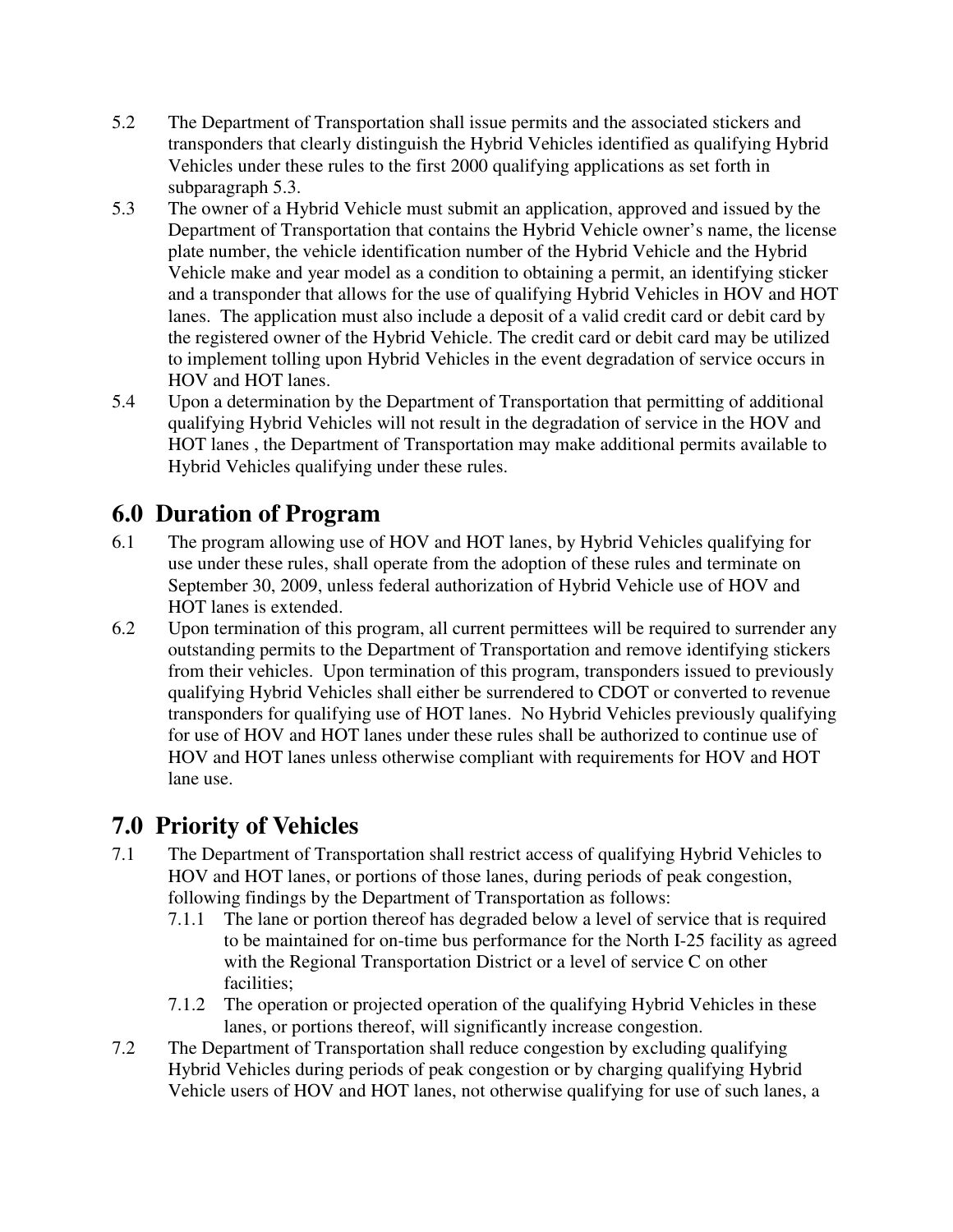5.2 The Department of Transportation shall issue permits and the associated stickers and transponders that clearly distinguish the Hybrid Vehicles identified as qualifying Hybrid Vehicles under these rules to the first 2000 qualifying applications as set forth in subparagraph 5.3.

5.3 The owner of a Hybrid Vehicle must submit an application, approved and issued by the Department of Transportation that contains the Hybrid Vehicle owner's name, the license plate number, the vehicle identification number of the Hybrid Vehicle and the Hybrid Vehicle make and year model as a condition to obtaining a permit, an identifying sticker and a transponder that allows for the use of qualifying Hybrid Vehicles in HOV and HOT lanes. The application must also include a deposit of a valid credit card or debit card by the registered owner of the Hybrid Vehicle. The credit card or debit card may be utilized to implement tolling upon Hybrid Vehicles in the event degradation of service occurs in HOV and HOT lanes.

5.4 Upon a determination by the Department of Transportation that permitting of additional qualifying Hybrid Vehicles will not result in the degradation of service in the HOV and HOT lanes , the Department of Transportation may make additional permits available to Hybrid Vehicles qualifying under these rules.

## 6.0 Duration of Program

6.1 The program allowing use of HOV and HOT lanes, by Hybrid Vehicles qualifying for use under these rules, shall operate from the adoption of these rules and terminate on September 30, 2009, unless federal authorization of Hybrid Vehicle use of HOV and HOT lanes is extended.

6.2 Upon termination of this program, all current permittees will be required to surrender any outstanding permits to the Department of Transportation and remove identifying stickers from their vehicles. Upon termination of this program, transponders issued to previously qualifying Hybrid Vehicles shall either be surrendered to CDOT or converted to revenue transponders for qualifying use of HOT lanes. No Hybrid Vehicles previously qualifying for use of HOV and HOT lanes under these rules shall be authorized to continue use of HOV and HOT lanes unless otherwise compliant with requirements for HOV and HOT lane use.

## 7.0 Priority of Vehicles

7.1 The Department of Transportation shall restrict access of qualifying Hybrid Vehicles to HOV and HOT lanes, or portions of those lanes, during periods of peak congestion, following findings by the Department of Transportation as follows:

   7.1.1 The lane or portion thereof has degraded below a level of service that is required to be maintained for on-time bus performance for the North I-25 facility as agreed with the Regional Transportation District or a level of service C on other facilities;

   7.1.2 The operation or projected operation of the qualifying Hybrid Vehicles in these lanes, or portions thereof, will significantly increase congestion.

7.2 The Department of Transportation shall reduce congestion by excluding qualifying Hybrid Vehicles during periods of peak congestion or by charging qualifying Hybrid Vehicle users of HOV and HOT lanes, not otherwise qualifying for use of such lanes, a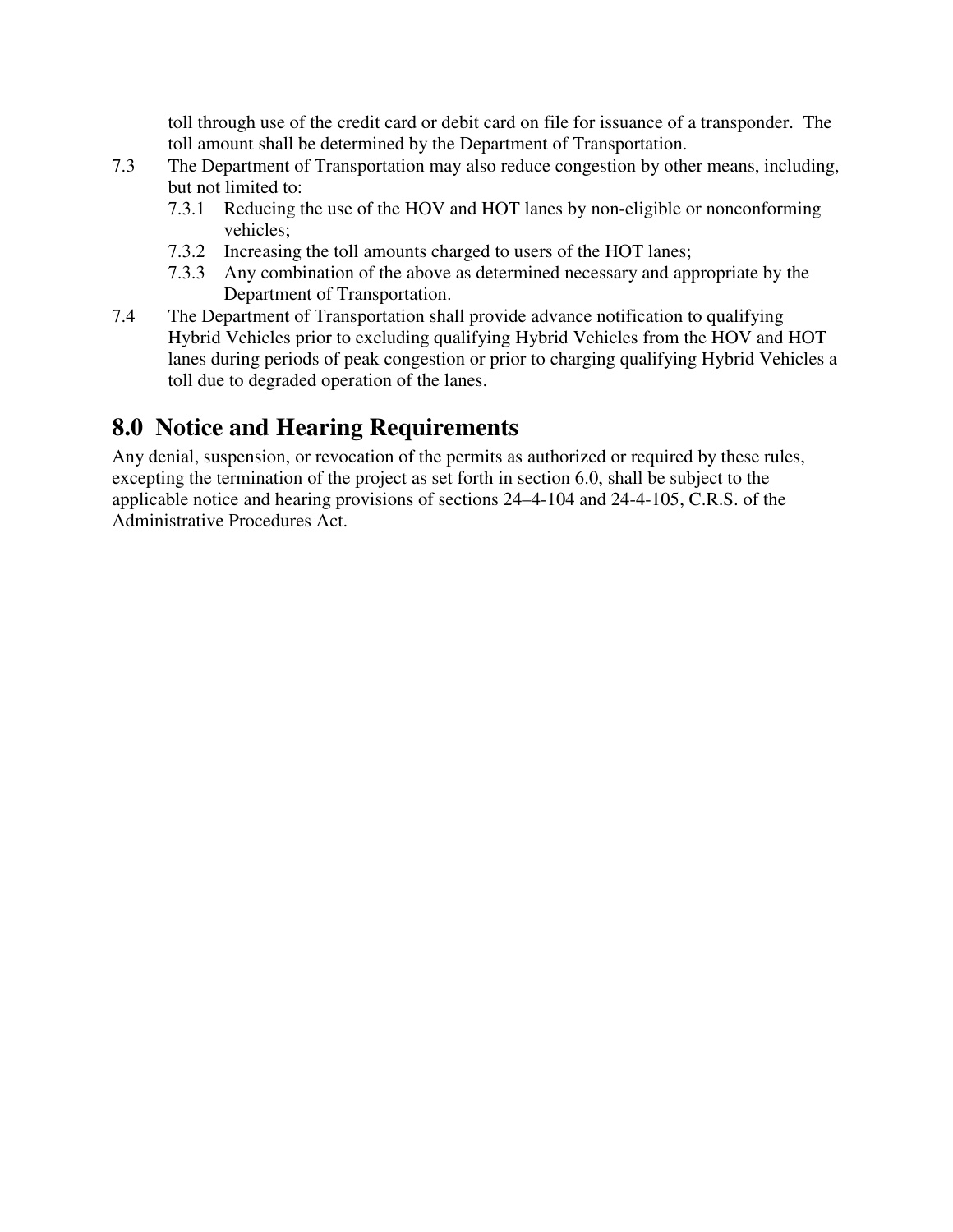toll through use of the credit card or debit card on file for issuance of a transponder. The toll amount shall be determined by the Department of Transportation.

7.3 The Department of Transportation may also reduce congestion by other means, including, but not limited to:

   7.3.1 Reducing the use of the HOV and HOT lanes by non-eligible or nonconforming vehicles;

   7.3.2 Increasing the toll amounts charged to users of the HOT lanes;

   7.3.3 Any combination of the above as determined necessary and appropriate by the Department of Transportation.

7.4 The Department of Transportation shall provide advance notification to qualifying Hybrid Vehicles prior to excluding qualifying Hybrid Vehicles from the HOV and HOT lanes during periods of peak congestion or prior to charging qualifying Hybrid Vehicles a toll due to degraded operation of the lanes.

## 8.0 Notice and Hearing Requirements

Any denial, suspension, or revocation of the permits as authorized or required by these rules, excepting the termination of the project as set forth in section 6.0, shall be subject to the applicable notice and hearing provisions of sections 24–4-104 and 24-4-105, C.R.S. of the Administrative Procedures Act.